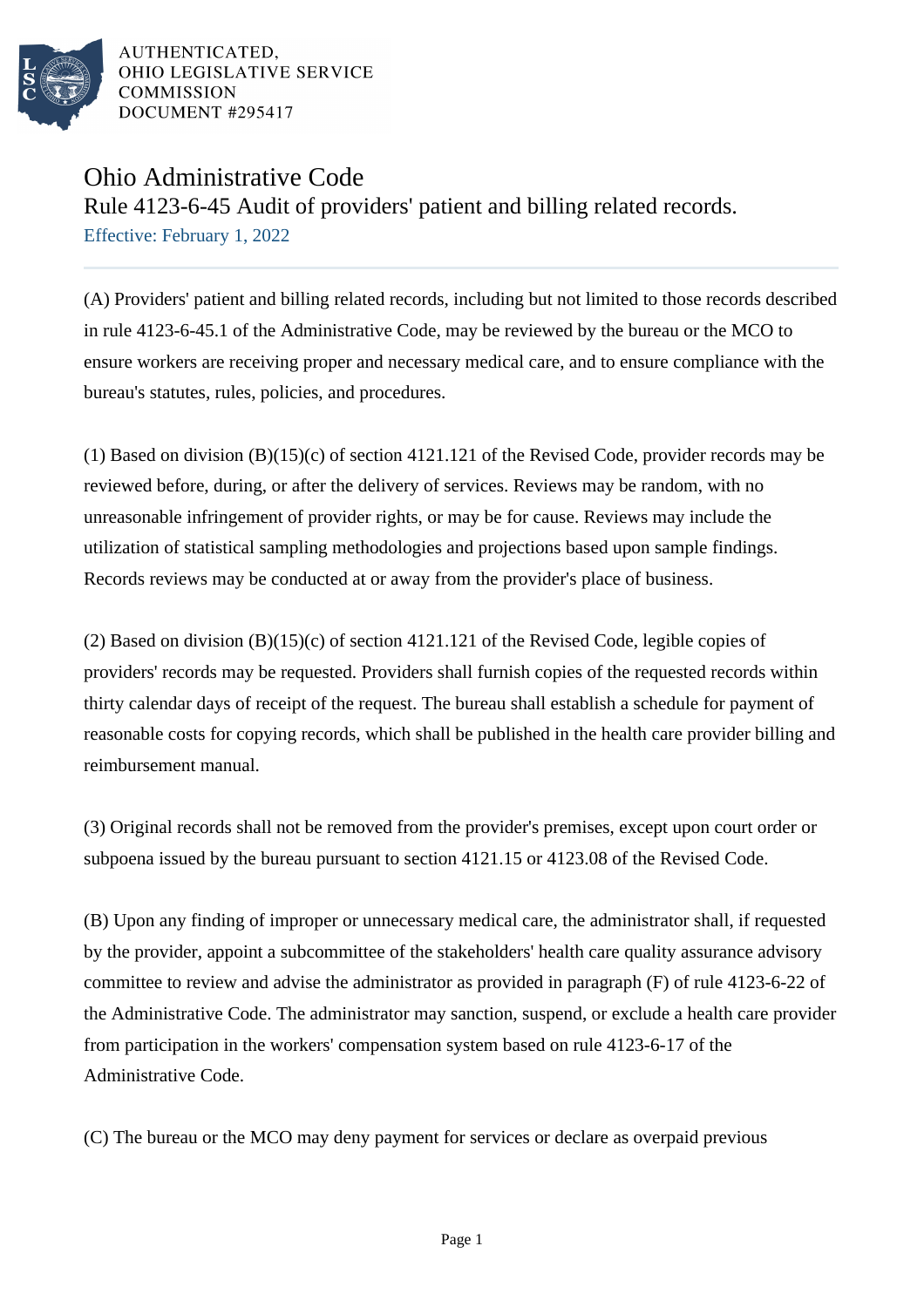AUTHENTICATED,
OHIO LEGISLATIVE SERVICE
COMMISSION
DOCUMENT #295417

# Ohio Administrative Code

## Rule 4123-6-45 Audit of providers' patient and billing related records.

Effective: February 1, 2022

(A) Providers' patient and billing related records, including but not limited to those records described in rule 4123-6-45.1 of the Administrative Code, may be reviewed by the bureau or the MCO to ensure workers are receiving proper and necessary medical care, and to ensure compliance with the bureau's statutes, rules, policies, and procedures.

(1) Based on division (B)(15)(c) of section 4121.121 of the Revised Code, provider records may be reviewed before, during, or after the delivery of services. Reviews may be random, with no unreasonable infringement of provider rights, or may be for cause. Reviews may include the utilization of statistical sampling methodologies and projections based upon sample findings. Records reviews may be conducted at or away from the provider's place of business.

(2) Based on division (B)(15)(c) of section 4121.121 of the Revised Code, legible copies of providers' records may be requested. Providers shall furnish copies of the requested records within thirty calendar days of receipt of the request. The bureau shall establish a schedule for payment of reasonable costs for copying records, which shall be published in the health care provider billing and reimbursement manual.

(3) Original records shall not be removed from the provider's premises, except upon court order or subpoena issued by the bureau pursuant to section 4121.15 or 4123.08 of the Revised Code.

(B) Upon any finding of improper or unnecessary medical care, the administrator shall, if requested by the provider, appoint a subcommittee of the stakeholders' health care quality assurance advisory committee to review and advise the administrator as provided in paragraph (F) of rule 4123-6-22 of the Administrative Code. The administrator may sanction, suspend, or exclude a health care provider from participation in the workers' compensation system based on rule 4123-6-17 of the Administrative Code.

(C) The bureau or the MCO may deny payment for services or declare as overpaid previous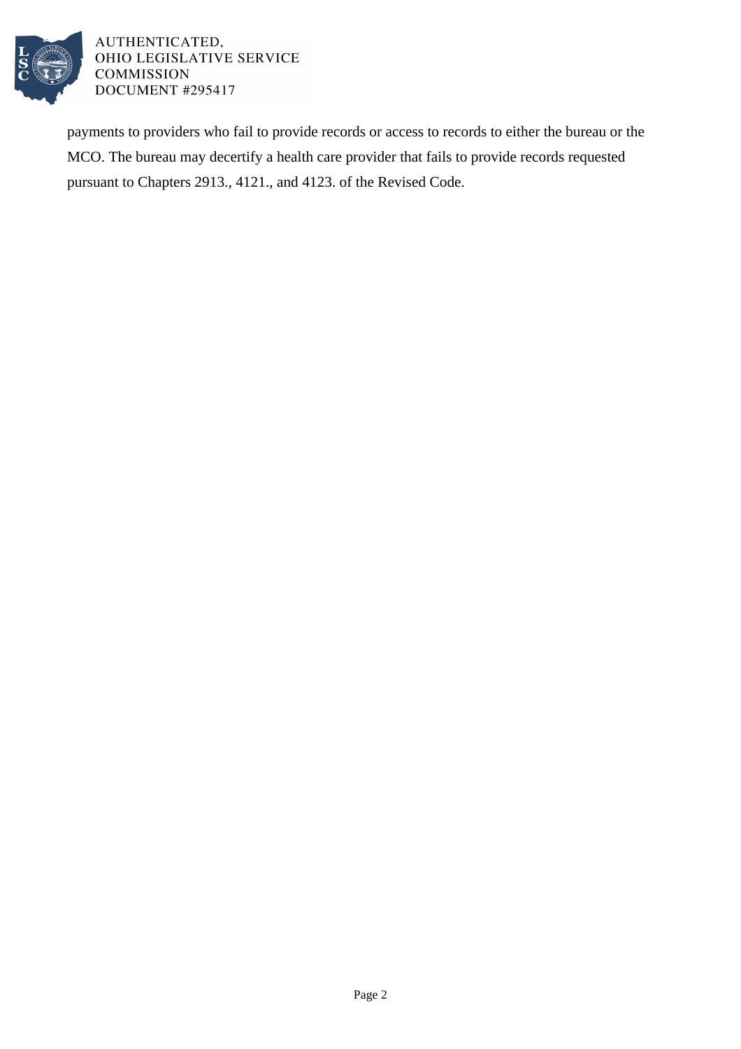payments to providers who fail to provide records or access to records to either the bureau or the MCO. The bureau may decertify a health care provider that fails to provide records requested pursuant to Chapters 2913., 4121., and 4123. of the Revised Code.